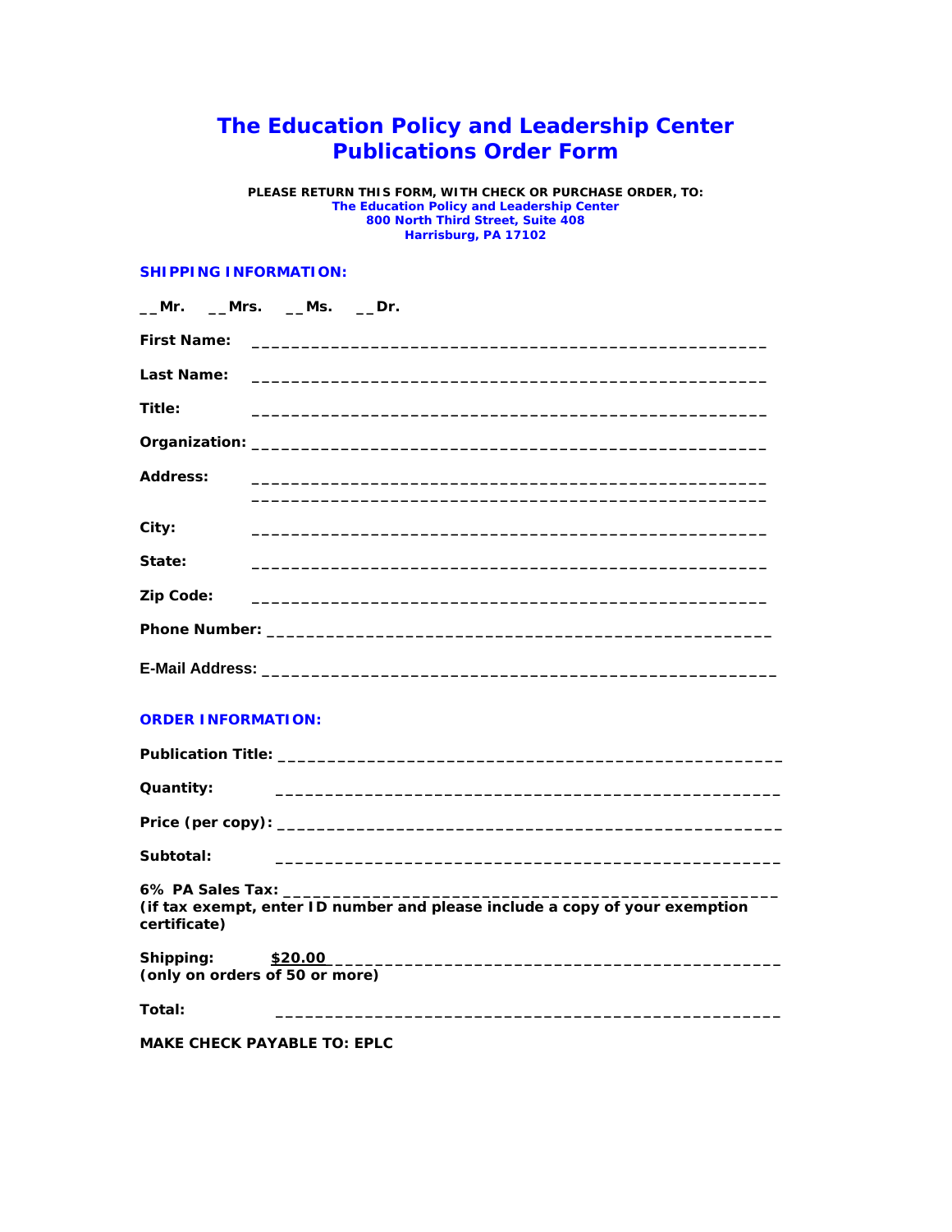# The Education Policy and Leadership Center
# Publications Order Form

**PLEASE RETURN THIS FORM, WITH CHECK OR PURCHASE ORDER, TO:**
**The Education Policy and Leadership Center**
**800 North Third Street, Suite 408**
**Harrisburg, PA 17102**

### SHIPPING INFORMATION:

**__Mr. __Mrs. __Ms. __Dr.**

**First Name:** ____________________________________________________

**Last Name:** ____________________________________________________

**Title:** ____________________________________________________

**Organization:** ____________________________________________________

**Address:** ____________________________________________________
____________________________________________________

**City:** ____________________________________________________

**State:** ____________________________________________________

**Zip Code:** ____________________________________________________

**Phone Number:** ____________________________________________________

**E-Mail Address:** ____________________________________________________

### ORDER INFORMATION:

**Publication Title:** ____________________________________________________

**Quantity:** ____________________________________________________

**Price (per copy):** ____________________________________________________

**Subtotal:** ____________________________________________________

**6% PA Sales Tax:** ____________________________________________________
**(if tax exempt, enter ID number and please include a copy of your exemption certificate)**

**Shipping:** **$20.00** ____________________________________________
**(only on orders of 50 or more)**

**Total:** ____________________________________________________

**MAKE CHECK PAYABLE TO: EPLC**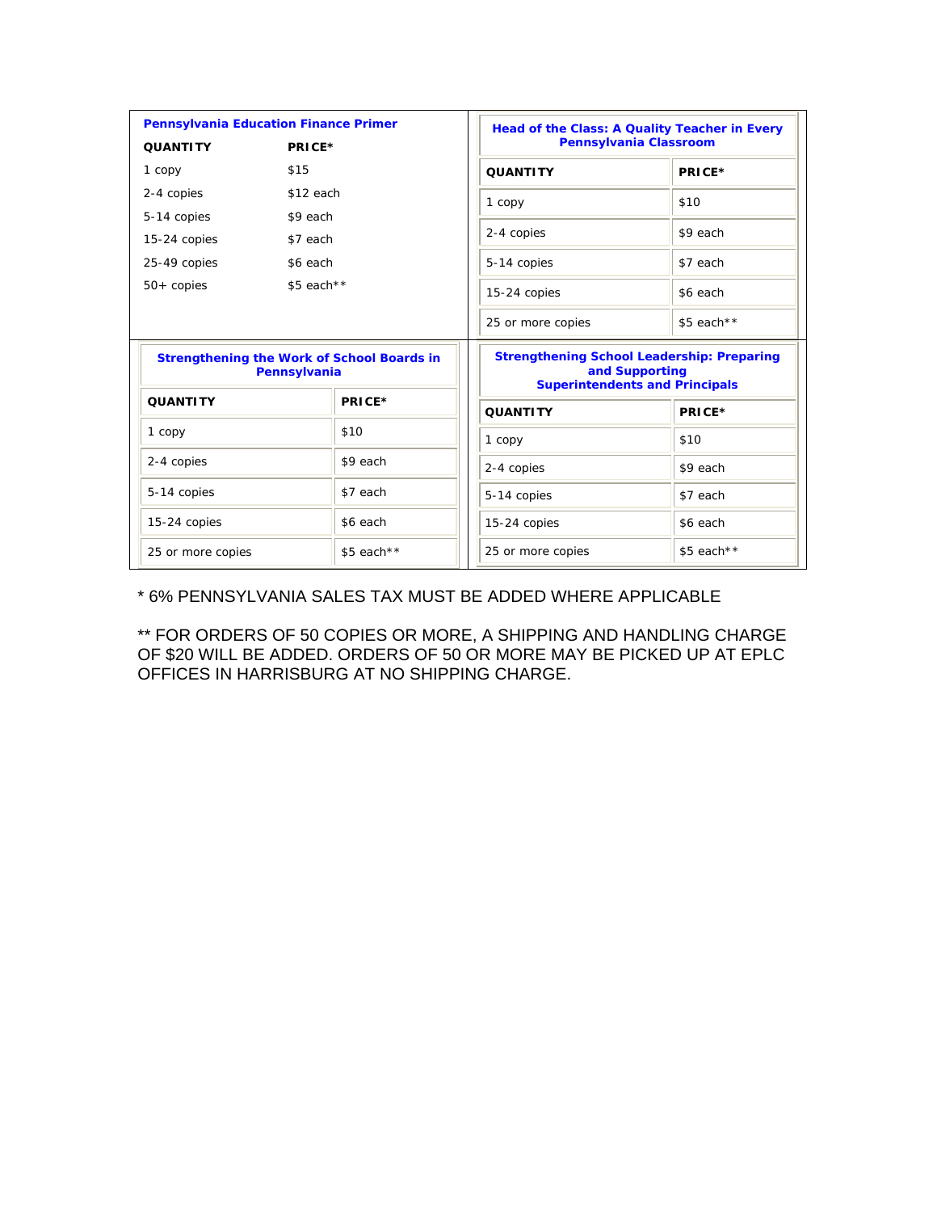**Pennsylvania Education Finance Primer**

| QUANTITY | PRICE* |
|---|---|
| 1 copy | $15 |
| 2-4 copies | $12 each |
| 5-14 copies | $9 each |
| 15-24 copies | $7 each |
| 25-49 copies | $6 each |
| 50+ copies | $5 each** |

**Head of the Class: A Quality Teacher in Every Pennsylvania Classroom**

| QUANTITY | PRICE* |
|---|---|
| 1 copy | $10 |
| 2-4 copies | $9 each |
| 5-14 copies | $7 each |
| 15-24 copies | $6 each |
| 25 or more copies | $5 each** |

**Strengthening the Work of School Boards in Pennsylvania**

| QUANTITY | PRICE* |
|---|---|
| 1 copy | $10 |
| 2-4 copies | $9 each |
| 5-14 copies | $7 each |
| 15-24 copies | $6 each |
| 25 or more copies | $5 each** |

**Strengthening School Leadership: Preparing and Supporting Superintendents and Principals**

| QUANTITY | PRICE* |
|---|---|
| 1 copy | $10 |
| 2-4 copies | $9 each |
| 5-14 copies | $7 each |
| 15-24 copies | $6 each |
| 25 or more copies | $5 each** |

* 6% PENNSYLVANIA SALES TAX MUST BE ADDED WHERE APPLICABLE

** FOR ORDERS OF 50 COPIES OR MORE, A SHIPPING AND HANDLING CHARGE OF $20 WILL BE ADDED. ORDERS OF 50 OR MORE MAY BE PICKED UP AT EPLC OFFICES IN HARRISBURG AT NO SHIPPING CHARGE.